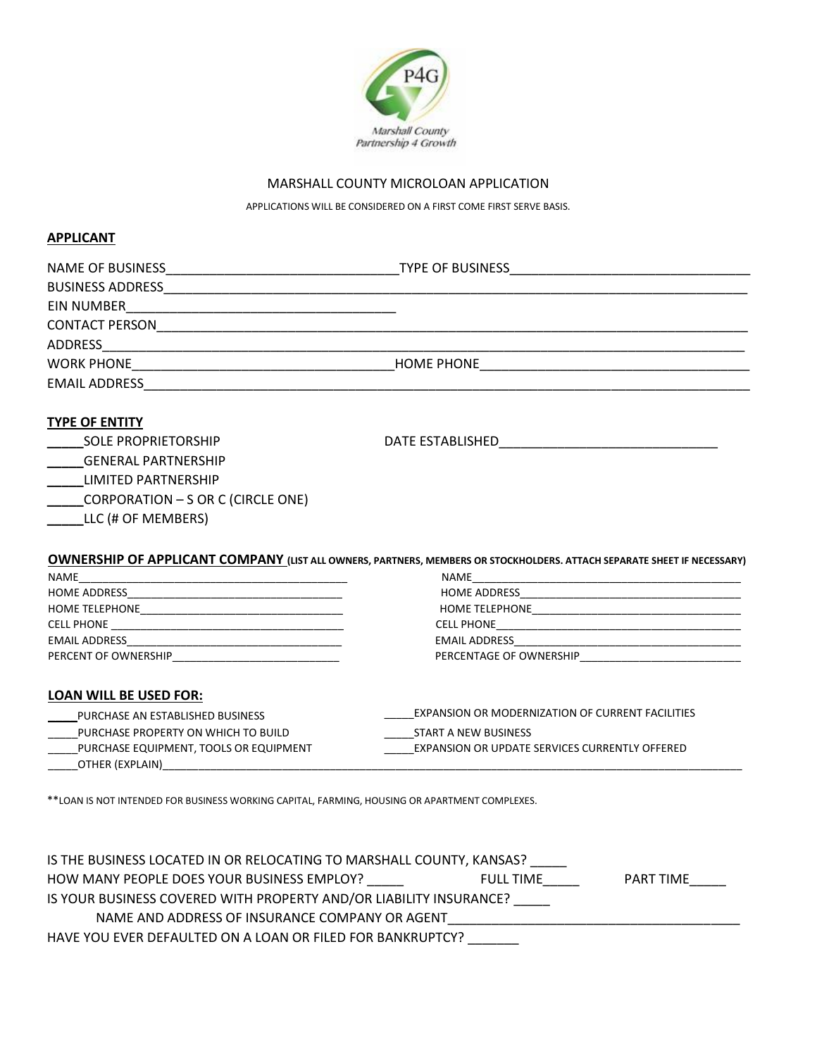Marshall County Partnership 4 Growth

# MARSHALL COUNTY MICROLOAN APPLICATION

APPLICATIONS WILL BE CONSIDERED ON A FIRST COME FIRST SERVE BASIS.

## APPLICANT

NAME OF BUSINESS_______________________________ TYPE OF BUSINESS________________________________

BUSINESS ADDRESS________________________________________________________________________________

EIN NUMBER____________________________________

CONTACT PERSON__________________________________________________________________________________

ADDRESS________________________________________________________________________________________

WORK PHONE___________________________________ HOME PHONE____________________________________

EMAIL ADDRESS___________________________________________________________________________________

## TYPE OF ENTITY

_____SOLE PROPRIETORSHIP

_____GENERAL PARTNERSHIP

_____LIMITED PARTNERSHIP

_____CORPORATION – S OR C (CIRCLE ONE)

_____LLC (# OF MEMBERS)

DATE ESTABLISHED______________________________

## OWNERSHIP OF APPLICANT COMPANY (LIST ALL OWNERS, PARTNERS, MEMBERS OR STOCKHOLDERS. ATTACH SEPARATE SHEET IF NECESSARY)

NAME___________________________________________

HOME ADDRESS___________________________________

HOME TELEPHONE_________________________________

CELL PHONE _____________________________________

EMAIL ADDRESS___________________________________

PERCENT OF OWNERSHIP___________________________

NAME___________________________________________

HOME ADDRESS___________________________________

HOME TELEPHONE_________________________________

CELL PHONE______________________________________

EMAIL ADDRESS____________________________________

PERCENTAGE OF OWNERSHIP__________________________

## LOAN WILL BE USED FOR:

_____PURCHASE AN ESTABLISHED BUSINESS

_____PURCHASE PROPERTY ON WHICH TO BUILD

_____PURCHASE EQUIPMENT, TOOLS OR EQUIPMENT

_____EXPANSION OR MODERNIZATION OF CURRENT FACILITIES

_____START A NEW BUSINESS

_____EXPANSION OR UPDATE SERVICES CURRENTLY OFFERED

_____OTHER (EXPLAIN)_____________________________________________________________________________

**LOAN IS NOT INTENDED FOR BUSINESS WORKING CAPITAL, FARMING, HOUSING OR APARTMENT COMPLEXES.

IS THE BUSINESS LOCATED IN OR RELOCATING TO MARSHALL COUNTY, KANSAS? _____

HOW MANY PEOPLE DOES YOUR BUSINESS EMPLOY? _____ FULL TIME_____ PART TIME_____

IS YOUR BUSINESS COVERED WITH PROPERTY AND/OR LIABILITY INSURANCE? _____

NAME AND ADDRESS OF INSURANCE COMPANY OR AGENT________________________________________

HAVE YOU EVER DEFAULTED ON A LOAN OR FILED FOR BANKRUPTCY? _______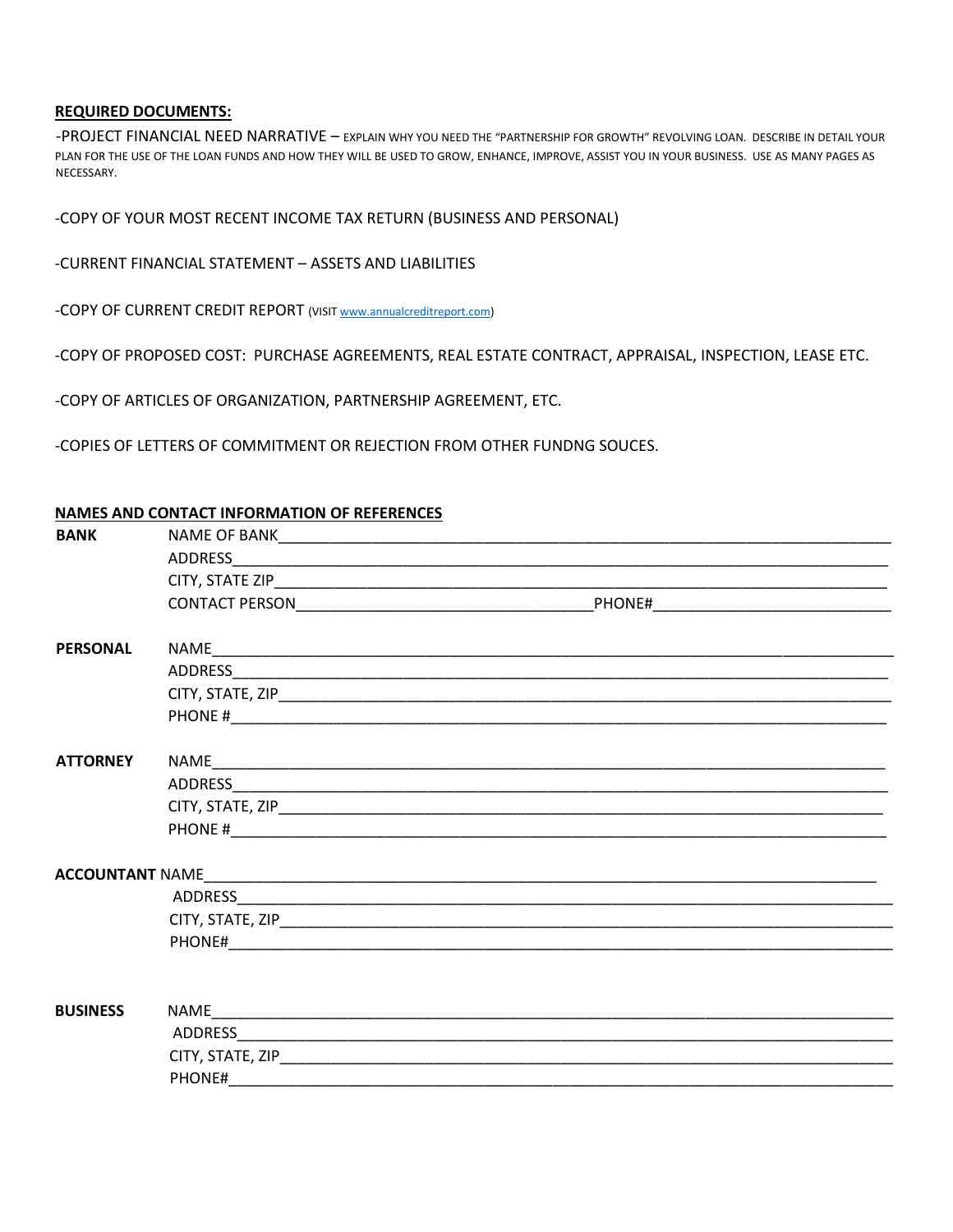**REQUIRED DOCUMENTS:**

-PROJECT FINANCIAL NEED NARRATIVE – EXPLAIN WHY YOU NEED THE "PARTNERSHIP FOR GROWTH" REVOLVING LOAN. DESCRIBE IN DETAIL YOUR PLAN FOR THE USE OF THE LOAN FUNDS AND HOW THEY WILL BE USED TO GROW, ENHANCE, IMPROVE, ASSIST YOU IN YOUR BUSINESS. USE AS MANY PAGES AS NECESSARY.

-COPY OF YOUR MOST RECENT INCOME TAX RETURN (BUSINESS AND PERSONAL)

-CURRENT FINANCIAL STATEMENT – ASSETS AND LIABILITIES

-COPY OF CURRENT CREDIT REPORT (VISIT www.annualcreditreport.com)

-COPY OF PROPOSED COST: PURCHASE AGREEMENTS, REAL ESTATE CONTRACT, APPRAISAL, INSPECTION, LEASE ETC.

-COPY OF ARTICLES OF ORGANIZATION, PARTNERSHIP AGREEMENT, ETC.

-COPIES OF LETTERS OF COMMITMENT OR REJECTION FROM OTHER FUNDNG SOUCES.

**NAMES AND CONTACT INFORMATION OF REFERENCES**

**BANK**
NAME OF BANK______________________________
ADDRESS______________________________
CITY, STATE ZIP______________________________
CONTACT PERSON______________________ PHONE#______________________

**PERSONAL**
NAME______________________________
ADDRESS______________________________
CITY, STATE, ZIP______________________________
PHONE #______________________________

**ATTORNEY**
NAME______________________________
ADDRESS______________________________
CITY, STATE, ZIP______________________________
PHONE #______________________________

**ACCOUNTANT** NAME______________________________
ADDRESS______________________________
CITY, STATE, ZIP______________________________
PHONE#______________________________

**BUSINESS**
NAME______________________________
ADDRESS______________________________
CITY, STATE, ZIP______________________________
PHONE#______________________________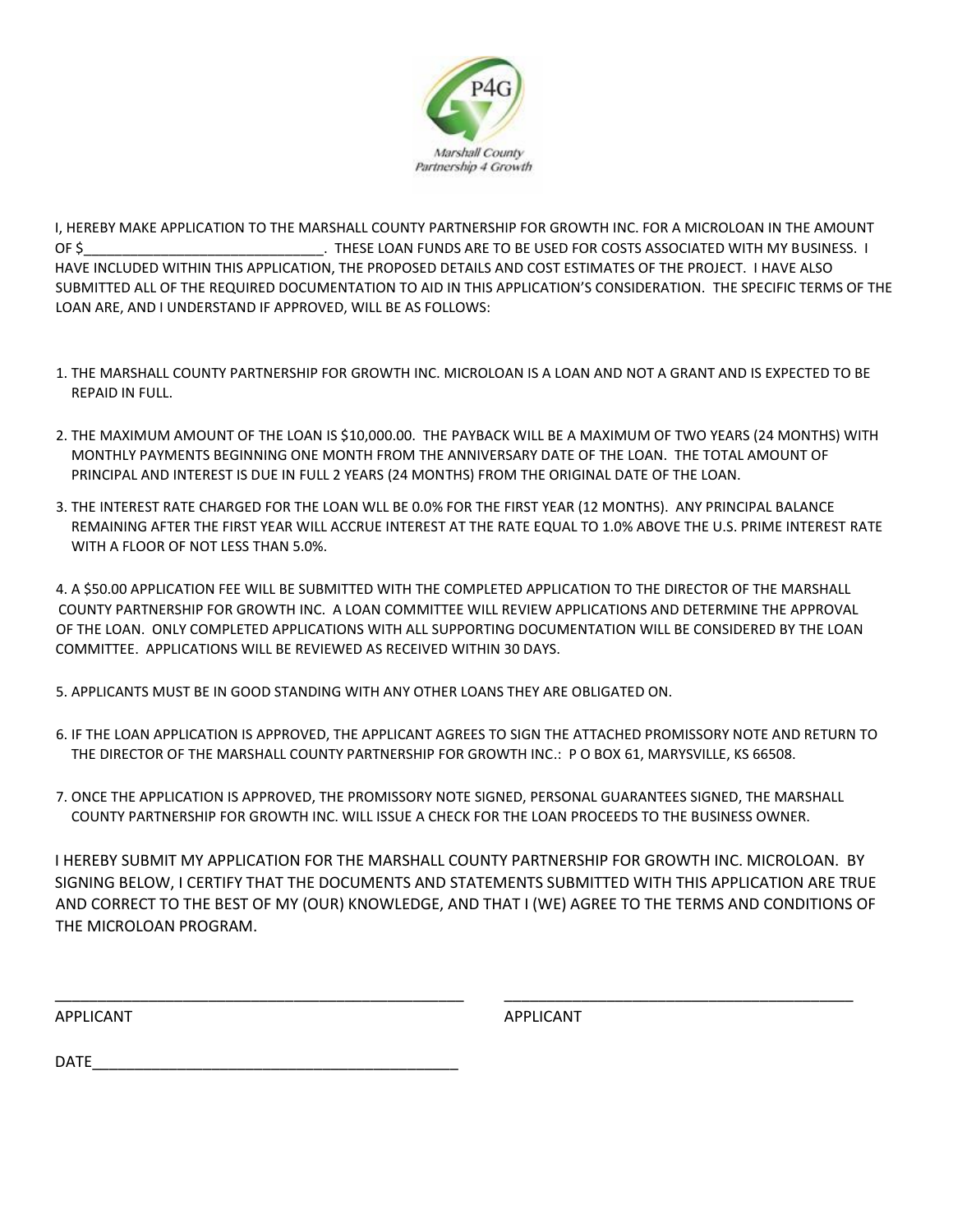Marshall County
Partnership 4 Growth

I, HEREBY MAKE APPLICATION TO THE MARSHALL COUNTY PARTNERSHIP FOR GROWTH INC. FOR A MICROLOAN IN THE AMOUNT OF $______________________________. THESE LOAN FUNDS ARE TO BE USED FOR COSTS ASSOCIATED WITH MY BUSINESS. I HAVE INCLUDED WITHIN THIS APPLICATION, THE PROPOSED DETAILS AND COST ESTIMATES OF THE PROJECT. I HAVE ALSO SUBMITTED ALL OF THE REQUIRED DOCUMENTATION TO AID IN THIS APPLICATION'S CONSIDERATION. THE SPECIFIC TERMS OF THE LOAN ARE, AND I UNDERSTAND IF APPROVED, WILL BE AS FOLLOWS:

1. THE MARSHALL COUNTY PARTNERSHIP FOR GROWTH INC. MICROLOAN IS A LOAN AND NOT A GRANT AND IS EXPECTED TO BE REPAID IN FULL.
2. THE MAXIMUM AMOUNT OF THE LOAN IS $10,000.00. THE PAYBACK WILL BE A MAXIMUM OF TWO YEARS (24 MONTHS) WITH MONTHLY PAYMENTS BEGINNING ONE MONTH FROM THE ANNIVERSARY DATE OF THE LOAN. THE TOTAL AMOUNT OF PRINCIPAL AND INTEREST IS DUE IN FULL 2 YEARS (24 MONTHS) FROM THE ORIGINAL DATE OF THE LOAN.
3. THE INTEREST RATE CHARGED FOR THE LOAN WLL BE 0.0% FOR THE FIRST YEAR (12 MONTHS). ANY PRINCIPAL BALANCE REMAINING AFTER THE FIRST YEAR WILL ACCRUE INTEREST AT THE RATE EQUAL TO 1.0% ABOVE THE U.S. PRIME INTEREST RATE WITH A FLOOR OF NOT LESS THAN 5.0%.
4. A $50.00 APPLICATION FEE WILL BE SUBMITTED WITH THE COMPLETED APPLICATION TO THE DIRECTOR OF THE MARSHALL COUNTY PARTNERSHIP FOR GROWTH INC. A LOAN COMMITTEE WILL REVIEW APPLICATIONS AND DETERMINE THE APPROVAL OF THE LOAN. ONLY COMPLETED APPLICATIONS WITH ALL SUPPORTING DOCUMENTATION WILL BE CONSIDERED BY THE LOAN COMMITTEE. APPLICATIONS WILL BE REVIEWED AS RECEIVED WITHIN 30 DAYS.
5. APPLICANTS MUST BE IN GOOD STANDING WITH ANY OTHER LOANS THEY ARE OBLIGATED ON.
6. IF THE LOAN APPLICATION IS APPROVED, THE APPLICANT AGREES TO SIGN THE ATTACHED PROMISSORY NOTE AND RETURN TO THE DIRECTOR OF THE MARSHALL COUNTY PARTNERSHIP FOR GROWTH INC.: P O BOX 61, MARYSVILLE, KS 66508.
7. ONCE THE APPLICATION IS APPROVED, THE PROMISSORY NOTE SIGNED, PERSONAL GUARANTEES SIGNED, THE MARSHALL COUNTY PARTNERSHIP FOR GROWTH INC. WILL ISSUE A CHECK FOR THE LOAN PROCEEDS TO THE BUSINESS OWNER.

I HEREBY SUBMIT MY APPLICATION FOR THE MARSHALL COUNTY PARTNERSHIP FOR GROWTH INC. MICROLOAN. BY SIGNING BELOW, I CERTIFY THAT THE DOCUMENTS AND STATEMENTS SUBMITTED WITH THIS APPLICATION ARE TRUE AND CORRECT TO THE BEST OF MY (OUR) KNOWLEDGE, AND THAT I (WE) AGREE TO THE TERMS AND CONDITIONS OF THE MICROLOAN PROGRAM.

______________________________________________ ______________________________________________

APPLICANT APPLICANT

DATE__________________________________________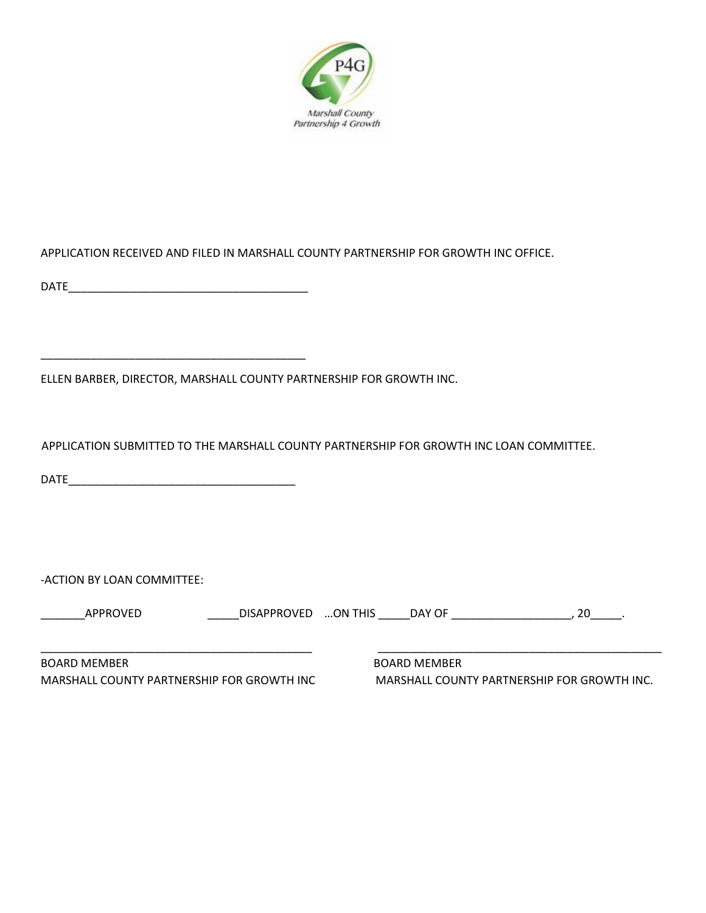Marshall County Partnership 4 Growth

APPLICATION RECEIVED AND FILED IN MARSHALL COUNTY PARTNERSHIP FOR GROWTH INC OFFICE.

DATE________________________________________

____________________________________________

ELLEN BARBER, DIRECTOR, MARSHALL COUNTY PARTNERSHIP FOR GROWTH INC.

APPLICATION SUBMITTED TO THE MARSHALL COUNTY PARTNERSHIP FOR GROWTH INC LOAN COMMITTEE.

DATE______________________________________

-ACTION BY LOAN COMMITTEE:

_______APPROVED _____DISAPPROVED …ON THIS _____DAY OF ____________________, 20_____.

______________________________________________

BOARD MEMBER
MARSHALL COUNTY PARTNERSHIP FOR GROWTH INC

________________________________________________

BOARD MEMBER
MARSHALL COUNTY PARTNERSHIP FOR GROWTH INC.